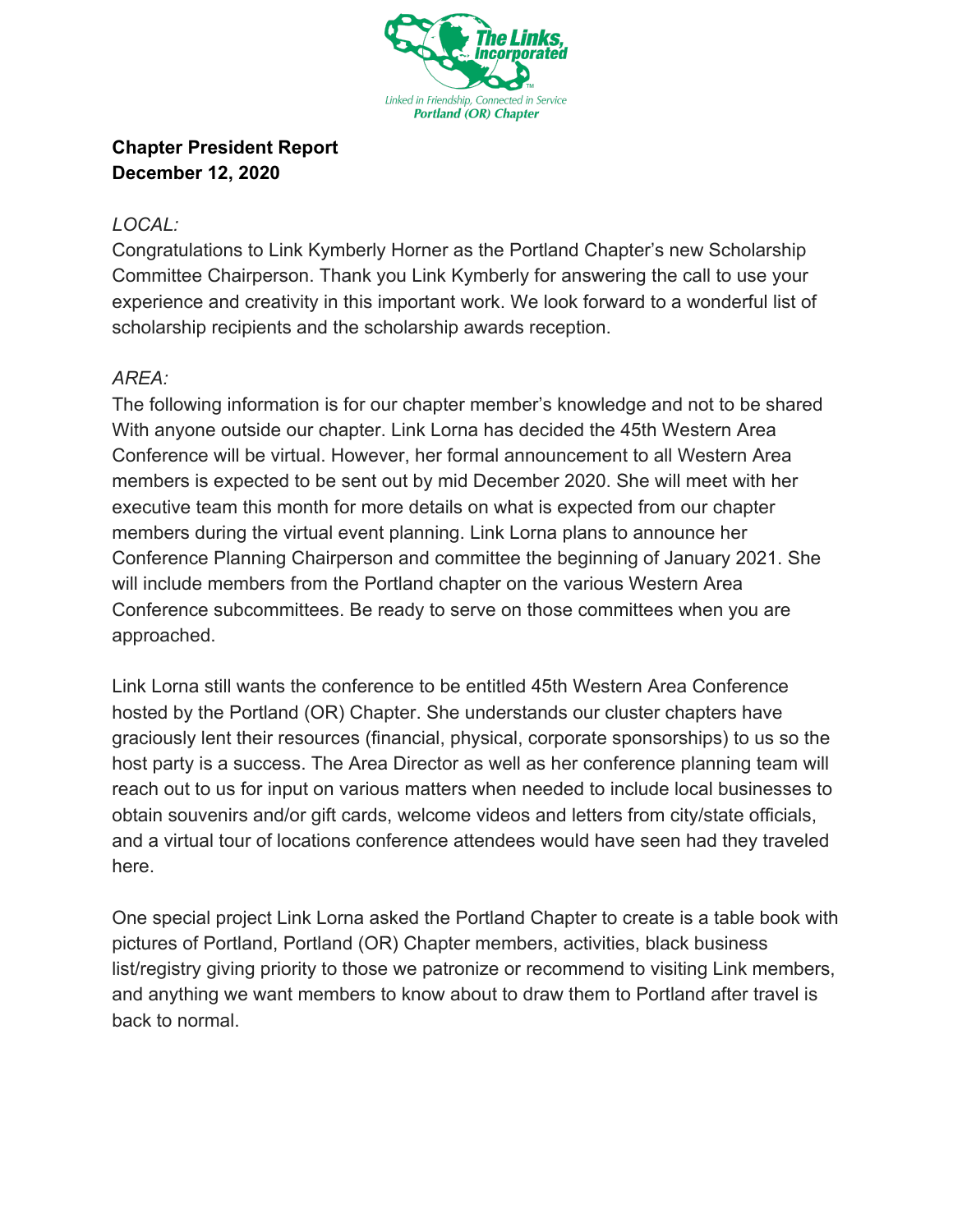The Links, Incorporated

Linked in Friendship, Connected in Service
Portland (OR) Chapter

**Chapter President Report**
**December 12, 2020**

*LOCAL:*

Congratulations to Link Kymberly Horner as the Portland Chapter's new Scholarship Committee Chairperson. Thank you Link Kymberly for answering the call to use your experience and creativity in this important work. We look forward to a wonderful list of scholarship recipients and the scholarship awards reception.

*AREA:*

The following information is for our chapter member's knowledge and not to be shared With anyone outside our chapter. Link Lorna has decided the 45th Western Area Conference will be virtual. However, her formal announcement to all Western Area members is expected to be sent out by mid December 2020. She will meet with her executive team this month for more details on what is expected from our chapter members during the virtual event planning. Link Lorna plans to announce her Conference Planning Chairperson and committee the beginning of January 2021. She will include members from the Portland chapter on the various Western Area Conference subcommittees. Be ready to serve on those committees when you are approached.

Link Lorna still wants the conference to be entitled 45th Western Area Conference hosted by the Portland (OR) Chapter. She understands our cluster chapters have graciously lent their resources (financial, physical, corporate sponsorships) to us so the host party is a success. The Area Director as well as her conference planning team will reach out to us for input on various matters when needed to include local businesses to obtain souvenirs and/or gift cards, welcome videos and letters from city/state officials, and a virtual tour of locations conference attendees would have seen had they traveled here.

One special project Link Lorna asked the Portland Chapter to create is a table book with pictures of Portland, Portland (OR) Chapter members, activities, black business list/registry giving priority to those we patronize or recommend to visiting Link members, and anything we want members to know about to draw them to Portland after travel is back to normal.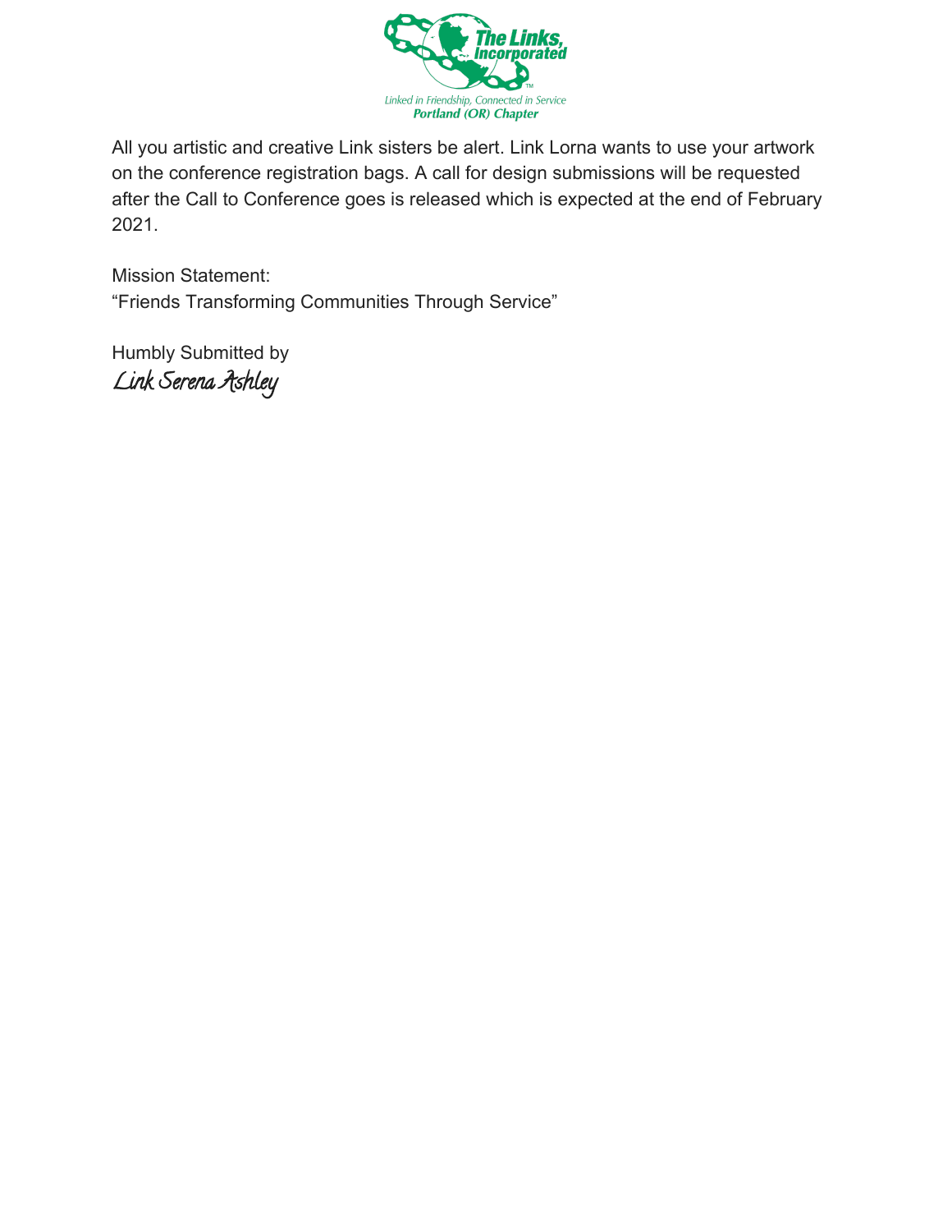All you artistic and creative Link sisters be alert. Link Lorna wants to use your artwork on the conference registration bags. A call for design submissions will be requested after the Call to Conference goes is released which is expected at the end of February 2021.

Mission Statement:
"Friends Transforming Communities Through Service"

Humbly Submitted by
*Link Serena Ashley*